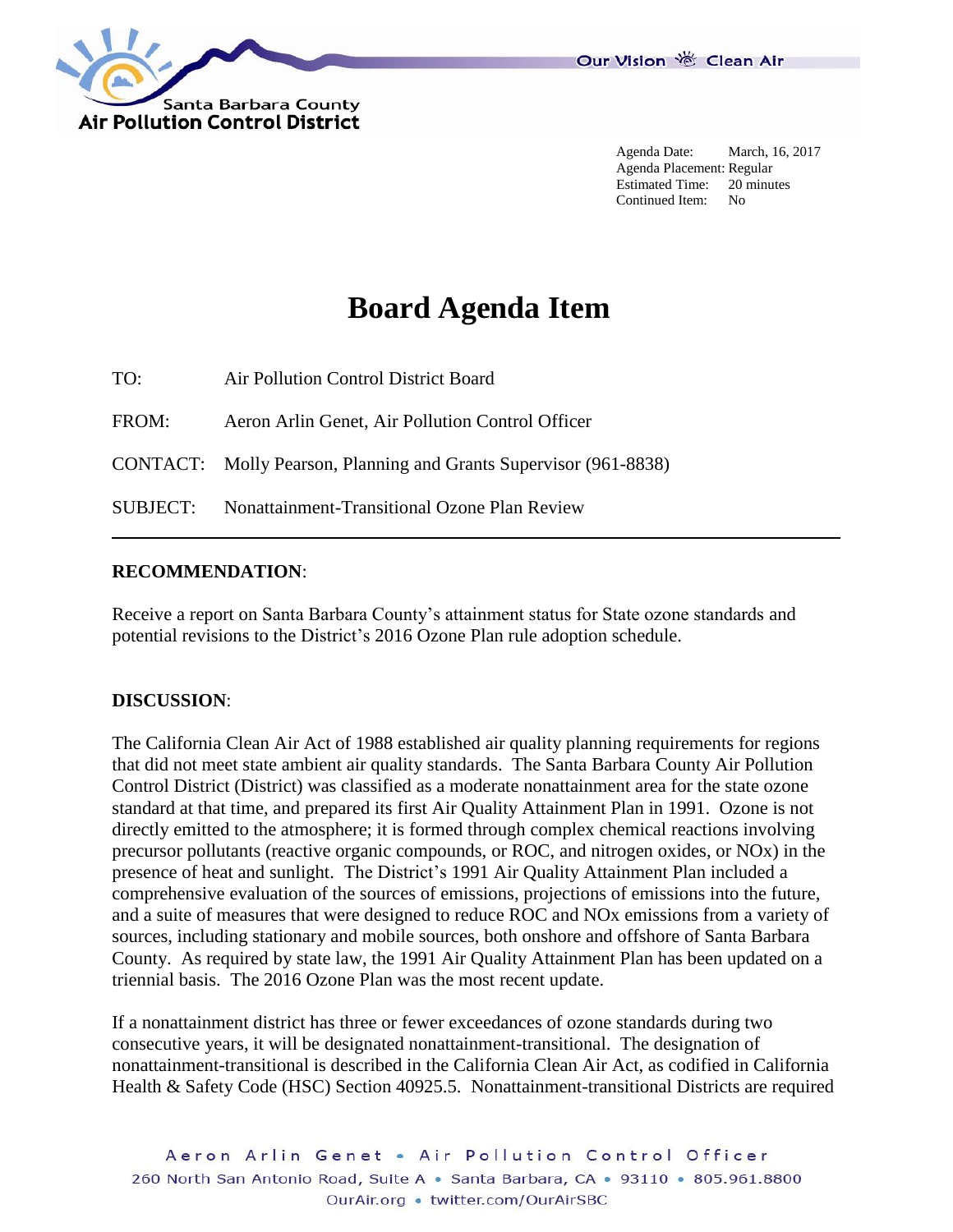Agenda Date: March, 16, 2017
Agenda Placement: Regular
Estimated Time: 20 minutes
Continued Item: No

# Board Agenda Item

TO: Air Pollution Control District Board

FROM: Aeron Arlin Genet, Air Pollution Control Officer

CONTACT: Molly Pearson, Planning and Grants Supervisor (961-8838)

SUBJECT: Nonattainment-Transitional Ozone Plan Review

---

**RECOMMENDATION**:

Receive a report on Santa Barbara County's attainment status for State ozone standards and potential revisions to the District's 2016 Ozone Plan rule adoption schedule.

**DISCUSSION**:

The California Clean Air Act of 1988 established air quality planning requirements for regions that did not meet state ambient air quality standards. The Santa Barbara County Air Pollution Control District (District) was classified as a moderate nonattainment area for the state ozone standard at that time, and prepared its first Air Quality Attainment Plan in 1991. Ozone is not directly emitted to the atmosphere; it is formed through complex chemical reactions involving precursor pollutants (reactive organic compounds, or ROC, and nitrogen oxides, or NOx) in the presence of heat and sunlight. The District's 1991 Air Quality Attainment Plan included a comprehensive evaluation of the sources of emissions, projections of emissions into the future, and a suite of measures that were designed to reduce ROC and NOx emissions from a variety of sources, including stationary and mobile sources, both onshore and offshore of Santa Barbara County. As required by state law, the 1991 Air Quality Attainment Plan has been updated on a triennial basis. The 2016 Ozone Plan was the most recent update.

If a nonattainment district has three or fewer exceedances of ozone standards during two consecutive years, it will be designated nonattainment-transitional. The designation of nonattainment-transitional is described in the California Clean Air Act, as codified in California Health & Safety Code (HSC) Section 40925.5. Nonattainment-transitional Districts are required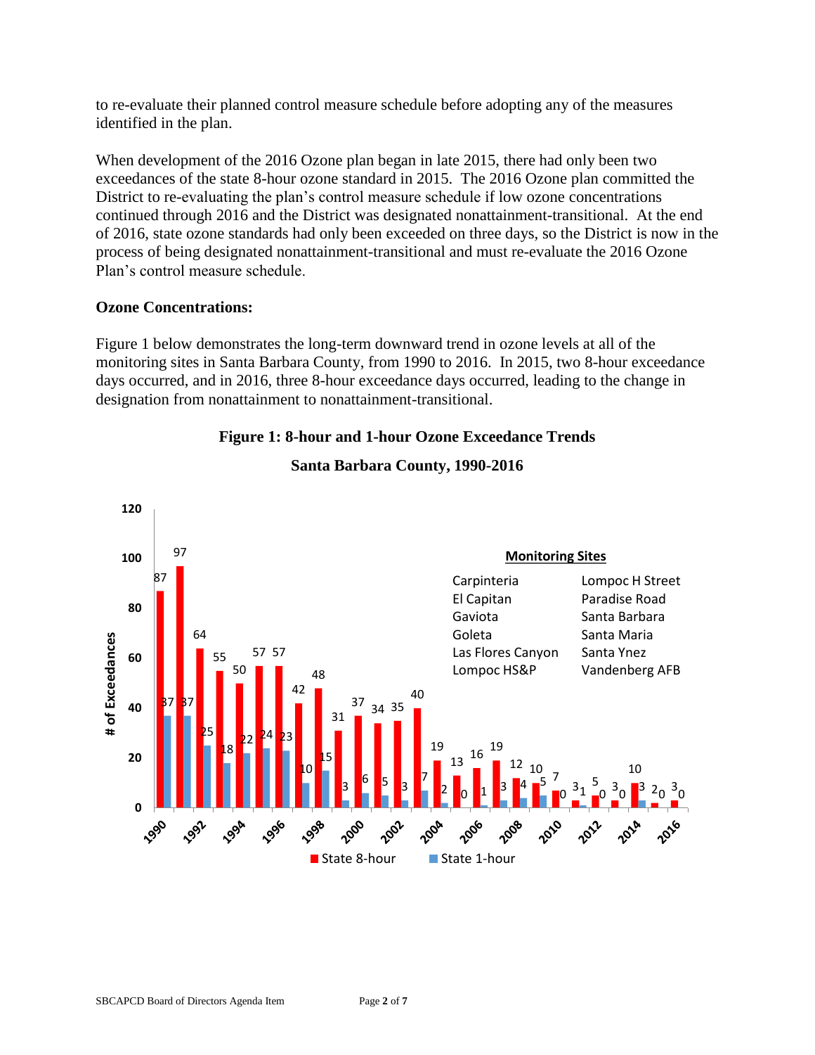to re-evaluate their planned control measure schedule before adopting any of the measures identified in the plan.

When development of the 2016 Ozone plan began in late 2015, there had only been two exceedances of the state 8-hour ozone standard in 2015. The 2016 Ozone plan committed the District to re-evaluating the plan's control measure schedule if low ozone concentrations continued through 2016 and the District was designated nonattainment-transitional. At the end of 2016, state ozone standards had only been exceeded on three days, so the District is now in the process of being designated nonattainment-transitional and must re-evaluate the 2016 Ozone Plan's control measure schedule.

**Ozone Concentrations:**

Figure 1 below demonstrates the long-term downward trend in ozone levels at all of the monitoring sites in Santa Barbara County, from 1990 to 2016. In 2015, two 8-hour exceedance days occurred, and in 2016, three 8-hour exceedance days occurred, leading to the change in designation from nonattainment to nonattainment-transitional.

**Figure 1: 8-hour and 1-hour Ozone Exceedance Trends**

**Santa Barbara County, 1990-2016**

| Year | State 8-hour | State 1-hour |
|---|---|---|
| 1990 | 87 | 37 |
| 1991 | 97 | 37 |
| 1992 | 64 | 25 |
| 1993 | 55 | 18 |
| 1994 | 50 | 22 |
| 1995 | 57 | 24 |
| 1996 | 57 | 23 |
| 1997 | 42 | 10 |
| 1998 | 48 | 15 |
| 1999 | 31 | 3 |
| 2000 | 37 | 6 |
| 2001 | 34 | 5 |
| 2002 | 35 | 3 |
| 2003 | 40 | 7 |
| 2004 | 19 | 2 |
| 2005 | 13 | 0 |
| 2006 | 16 | 1 |
| 2007 | 19 | 3 |
| 2008 | 12 | 4 |
| 2009 | 10 | 5 |
| 2010 | 7 | 0 |
| 2011 | 3 | 1 |
| 2012 | 5 | 0 |
| 2013 | 3 | 0 |
| 2014 | 10 | 3 |
| 2015 | 2 | 0 |
| 2016 | 3 | 0 |

Monitoring Sites: Carpinteria, El Capitan, Gaviota, Goleta, Las Flores Canyon, Lompoc HS&P, Lompoc H Street, Paradise Road, Santa Barbara, Santa Maria, Santa Ynez, Vandenberg AFB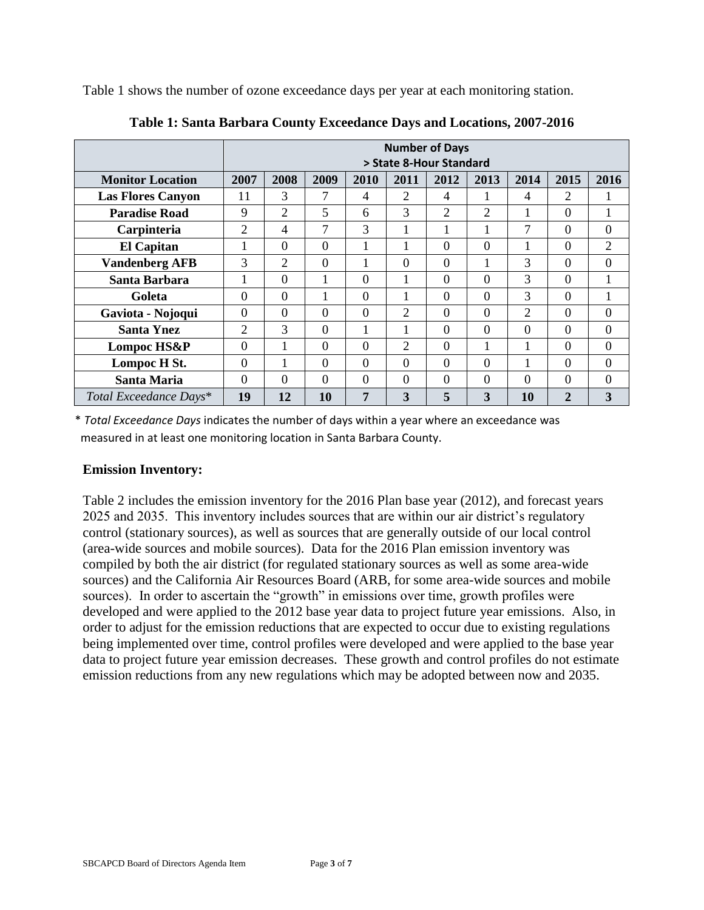Table 1 shows the number of ozone exceedance days per year at each monitoring station.

**Table 1: Santa Barbara County Exceedance Days and Locations, 2007-2016**

| | Number of Days > State 8-Hour Standard | | | | | | | | | |
|---|---|---|---|---|---|---|---|---|---|---|
| **Monitor Location** | **2007** | **2008** | **2009** | **2010** | **2011** | **2012** | **2013** | **2014** | **2015** | **2016** |
| **Las Flores Canyon** | 11 | 3 | 7 | 4 | 2 | 4 | 1 | 4 | 2 | 1 |
| **Paradise Road** | 9 | 2 | 5 | 6 | 3 | 2 | 2 | 1 | 0 | 1 |
| **Carpinteria** | 2 | 4 | 7 | 3 | 1 | 1 | 1 | 7 | 0 | 0 |
| **El Capitan** | 1 | 0 | 0 | 1 | 1 | 0 | 0 | 1 | 0 | 2 |
| **Vandenberg AFB** | 3 | 2 | 0 | 1 | 0 | 0 | 1 | 3 | 0 | 0 |
| **Santa Barbara** | 1 | 0 | 1 | 0 | 1 | 0 | 0 | 3 | 0 | 1 |
| **Goleta** | 0 | 0 | 1 | 0 | 1 | 0 | 0 | 3 | 0 | 1 |
| **Gaviota - Nojoqui** | 0 | 0 | 0 | 0 | 2 | 0 | 0 | 2 | 0 | 0 |
| **Santa Ynez** | 2 | 3 | 0 | 1 | 1 | 0 | 0 | 0 | 0 | 0 |
| **Lompoc HS&P** | 0 | 1 | 0 | 0 | 2 | 0 | 1 | 1 | 0 | 0 |
| **Lompoc H St.** | 0 | 1 | 0 | 0 | 0 | 0 | 0 | 1 | 0 | 0 |
| **Santa Maria** | 0 | 0 | 0 | 0 | 0 | 0 | 0 | 0 | 0 | 0 |
| *Total Exceedance Days** | **19** | **12** | **10** | **7** | **3** | **5** | **3** | **10** | **2** | **3** |

* *Total Exceedance Days* indicates the number of days within a year where an exceedance was measured in at least one monitoring location in Santa Barbara County.

**Emission Inventory:**

Table 2 includes the emission inventory for the 2016 Plan base year (2012), and forecast years 2025 and 2035. This inventory includes sources that are within our air district's regulatory control (stationary sources), as well as sources that are generally outside of our local control (area-wide sources and mobile sources). Data for the 2016 Plan emission inventory was compiled by both the air district (for regulated stationary sources as well as some area-wide sources) and the California Air Resources Board (ARB, for some area-wide sources and mobile sources). In order to ascertain the "growth" in emissions over time, growth profiles were developed and were applied to the 2012 base year data to project future year emissions. Also, in order to adjust for the emission reductions that are expected to occur due to existing regulations being implemented over time, control profiles were developed and were applied to the base year data to project future year emission decreases. These growth and control profiles do not estimate emission reductions from any new regulations which may be adopted between now and 2035.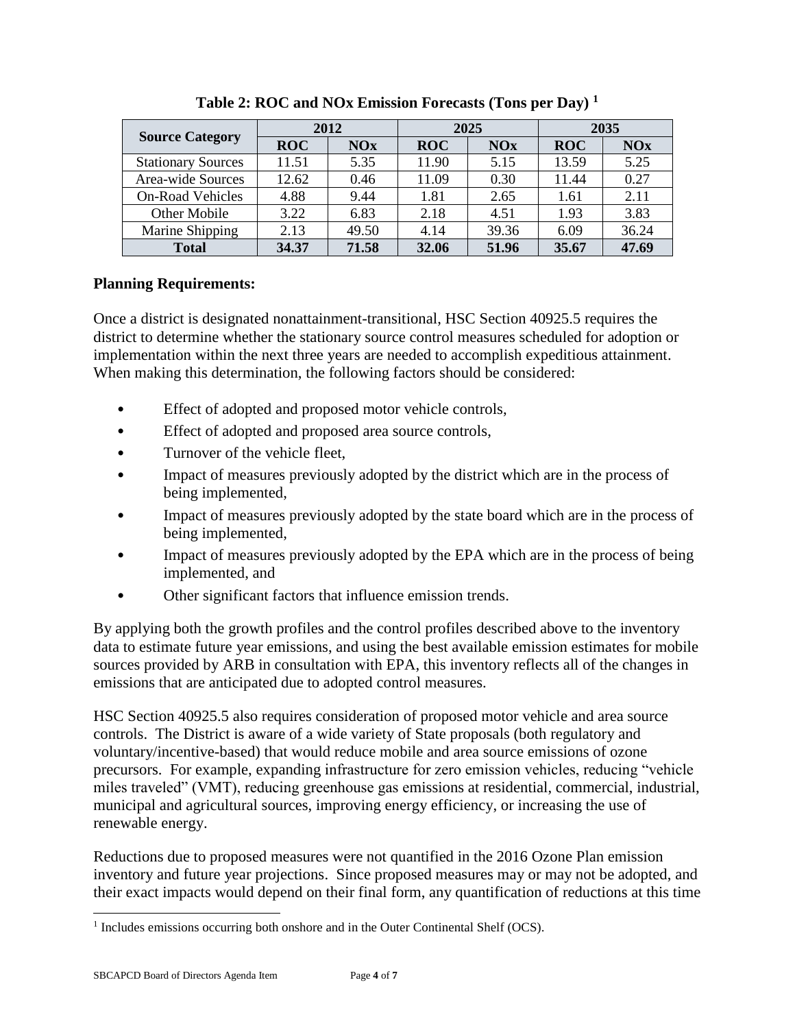**Table 2: ROC and NOx Emission Forecasts (Tons per Day) [1]**

| Source Category | 2012 | | 2025 | | 2035 | |
|---|---|---|---|---|---|---|
| | **ROC** | **NOx** | **ROC** | **NOx** | **ROC** | **NOx** |
| Stationary Sources | 11.51 | 5.35 | 11.90 | 5.15 | 13.59 | 5.25 |
| Area-wide Sources | 12.62 | 0.46 | 11.09 | 0.30 | 11.44 | 0.27 |
| On-Road Vehicles | 4.88 | 9.44 | 1.81 | 2.65 | 1.61 | 2.11 |
| Other Mobile | 3.22 | 6.83 | 2.18 | 4.51 | 1.93 | 3.83 |
| Marine Shipping | 2.13 | 49.50 | 4.14 | 39.36 | 6.09 | 36.24 |
| **Total** | **34.37** | **71.58** | **32.06** | **51.96** | **35.67** | **47.69** |

**Planning Requirements:**

Once a district is designated nonattainment-transitional, HSC Section 40925.5 requires the district to determine whether the stationary source control measures scheduled for adoption or implementation within the next three years are needed to accomplish expeditious attainment. When making this determination, the following factors should be considered:

- Effect of adopted and proposed motor vehicle controls,
- Effect of adopted and proposed area source controls,
- Turnover of the vehicle fleet,
- Impact of measures previously adopted by the district which are in the process of being implemented,
- Impact of measures previously adopted by the state board which are in the process of being implemented,
- Impact of measures previously adopted by the EPA which are in the process of being implemented, and
- Other significant factors that influence emission trends.

By applying both the growth profiles and the control profiles described above to the inventory data to estimate future year emissions, and using the best available emission estimates for mobile sources provided by ARB in consultation with EPA, this inventory reflects all of the changes in emissions that are anticipated due to adopted control measures.

HSC Section 40925.5 also requires consideration of proposed motor vehicle and area source controls. The District is aware of a wide variety of State proposals (both regulatory and voluntary/incentive-based) that would reduce mobile and area source emissions of ozone precursors. For example, expanding infrastructure for zero emission vehicles, reducing "vehicle miles traveled" (VMT), reducing greenhouse gas emissions at residential, commercial, industrial, municipal and agricultural sources, improving energy efficiency, or increasing the use of renewable energy.

Reductions due to proposed measures were not quantified in the 2016 Ozone Plan emission inventory and future year projections. Since proposed measures may or may not be adopted, and their exact impacts would depend on their final form, any quantification of reductions at this time

[1] Includes emissions occurring both onshore and in the Outer Continental Shelf (OCS).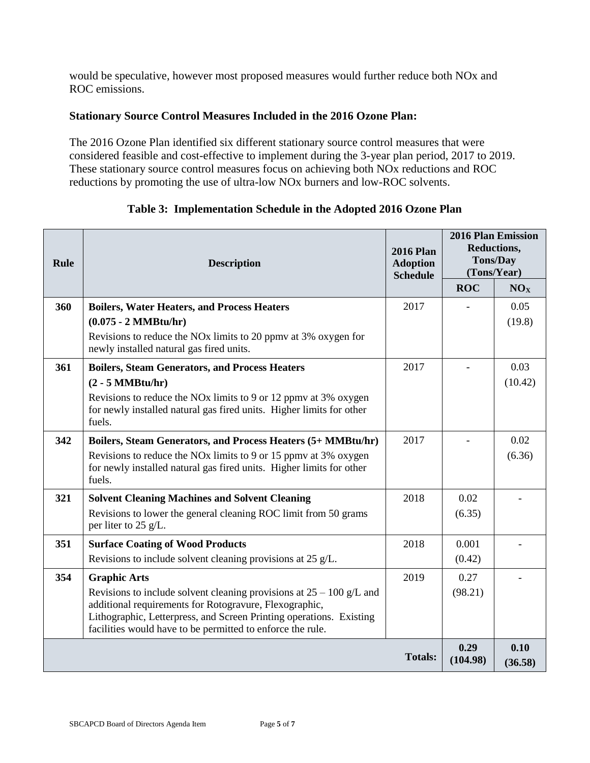would be speculative, however most proposed measures would further reduce both NOx and ROC emissions.

**Stationary Source Control Measures Included in the 2016 Ozone Plan:**

The 2016 Ozone Plan identified six different stationary source control measures that were considered feasible and cost-effective to implement during the 3-year plan period, 2017 to 2019. These stationary source control measures focus on achieving both NOx reductions and ROC reductions by promoting the use of ultra-low NOx burners and low-ROC solvents.

**Table 3: Implementation Schedule in the Adopted 2016 Ozone Plan**

| Rule | Description | 2016 Plan Adoption Schedule | 2016 Plan Emission Reductions, Tons/Day (Tons/Year) | |
|---|---|---|---|---|
| | | | ROC | $NO_X$ |
| 360 | **Boilers, Water Heaters, and Process Heaters (0.075 - 2 MMBtu/hr)** Revisions to reduce the NOx limits to 20 ppmv at 3% oxygen for newly installed natural gas fired units. | 2017 | - | 0.05 (19.8) |
| 361 | **Boilers, Steam Generators, and Process Heaters (2 - 5 MMBtu/hr)** Revisions to reduce the NOx limits to 9 or 12 ppmv at 3% oxygen for newly installed natural gas fired units. Higher limits for other fuels. | 2017 | - | 0.03 (10.42) |
| 342 | **Boilers, Steam Generators, and Process Heaters (5+ MMBtu/hr)** Revisions to reduce the NOx limits to 9 or 15 ppmv at 3% oxygen for newly installed natural gas fired units. Higher limits for other fuels. | 2017 | - | 0.02 (6.36) |
| 321 | **Solvent Cleaning Machines and Solvent Cleaning** Revisions to lower the general cleaning ROC limit from 50 grams per liter to 25 g/L. | 2018 | 0.02 (6.35) | - |
| 351 | **Surface Coating of Wood Products** Revisions to include solvent cleaning provisions at 25 g/L. | 2018 | 0.001 (0.42) | - |
| 354 | **Graphic Arts** Revisions to include solvent cleaning provisions at 25 – 100 g/L and additional requirements for Rotogravure, Flexographic, Lithographic, Letterpress, and Screen Printing operations. Existing facilities would have to be permitted to enforce the rule. | 2019 | 0.27 (98.21) | - |
| | | **Totals:** | **0.29 (104.98)** | **0.10 (36.58)** |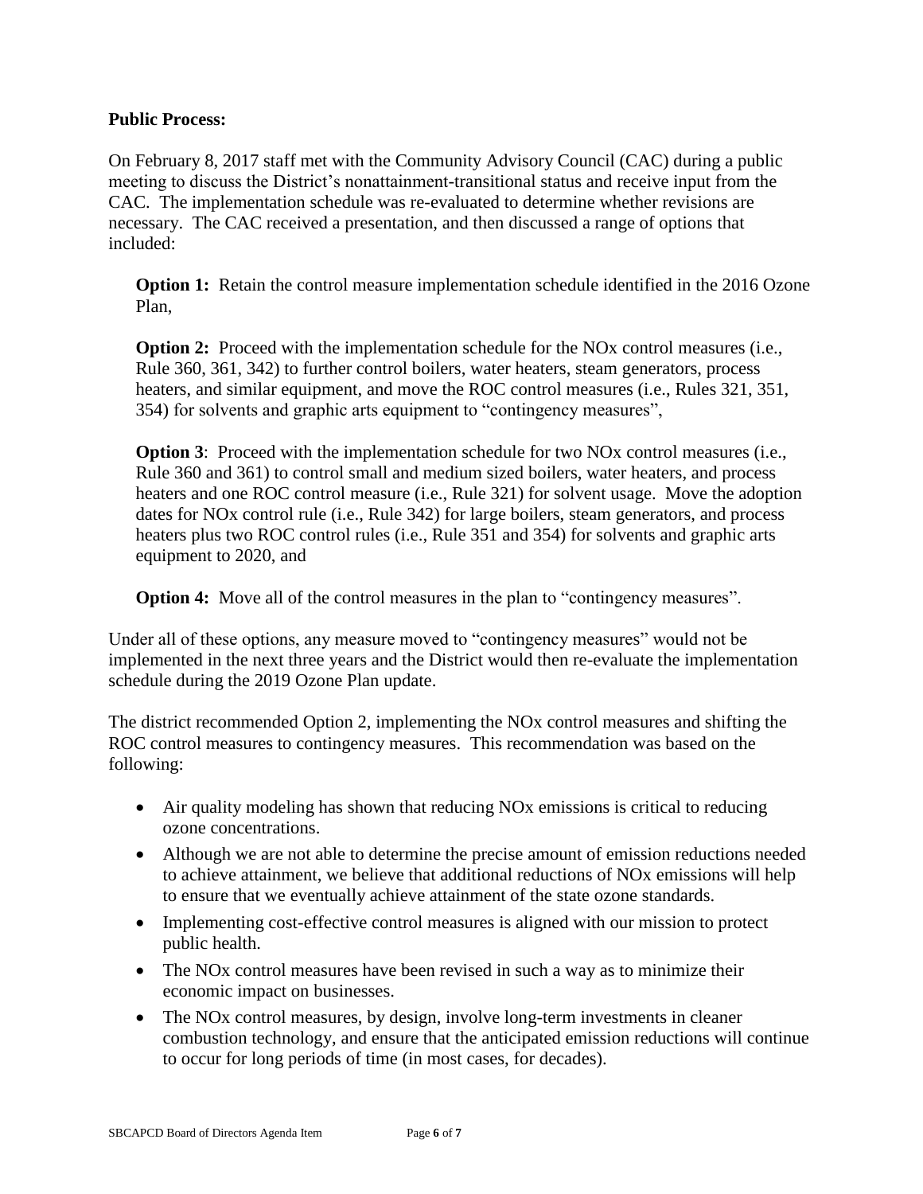**Public Process:**

On February 8, 2017 staff met with the Community Advisory Council (CAC) during a public meeting to discuss the District's nonattainment-transitional status and receive input from the CAC. The implementation schedule was re-evaluated to determine whether revisions are necessary. The CAC received a presentation, and then discussed a range of options that included:

**Option 1:** Retain the control measure implementation schedule identified in the 2016 Ozone Plan,

**Option 2:** Proceed with the implementation schedule for the NOx control measures (i.e., Rule 360, 361, 342) to further control boilers, water heaters, steam generators, process heaters, and similar equipment, and move the ROC control measures (i.e., Rules 321, 351, 354) for solvents and graphic arts equipment to "contingency measures",

**Option 3**: Proceed with the implementation schedule for two NOx control measures (i.e., Rule 360 and 361) to control small and medium sized boilers, water heaters, and process heaters and one ROC control measure (i.e., Rule 321) for solvent usage. Move the adoption dates for NOx control rule (i.e., Rule 342) for large boilers, steam generators, and process heaters plus two ROC control rules (i.e., Rule 351 and 354) for solvents and graphic arts equipment to 2020, and

**Option 4:** Move all of the control measures in the plan to "contingency measures".

Under all of these options, any measure moved to "contingency measures" would not be implemented in the next three years and the District would then re-evaluate the implementation schedule during the 2019 Ozone Plan update.

The district recommended Option 2, implementing the NOx control measures and shifting the ROC control measures to contingency measures. This recommendation was based on the following:

- Air quality modeling has shown that reducing NOx emissions is critical to reducing ozone concentrations.
- Although we are not able to determine the precise amount of emission reductions needed to achieve attainment, we believe that additional reductions of NOx emissions will help to ensure that we eventually achieve attainment of the state ozone standards.
- Implementing cost-effective control measures is aligned with our mission to protect public health.
- The NOx control measures have been revised in such a way as to minimize their economic impact on businesses.
- The NOx control measures, by design, involve long-term investments in cleaner combustion technology, and ensure that the anticipated emission reductions will continue to occur for long periods of time (in most cases, for decades).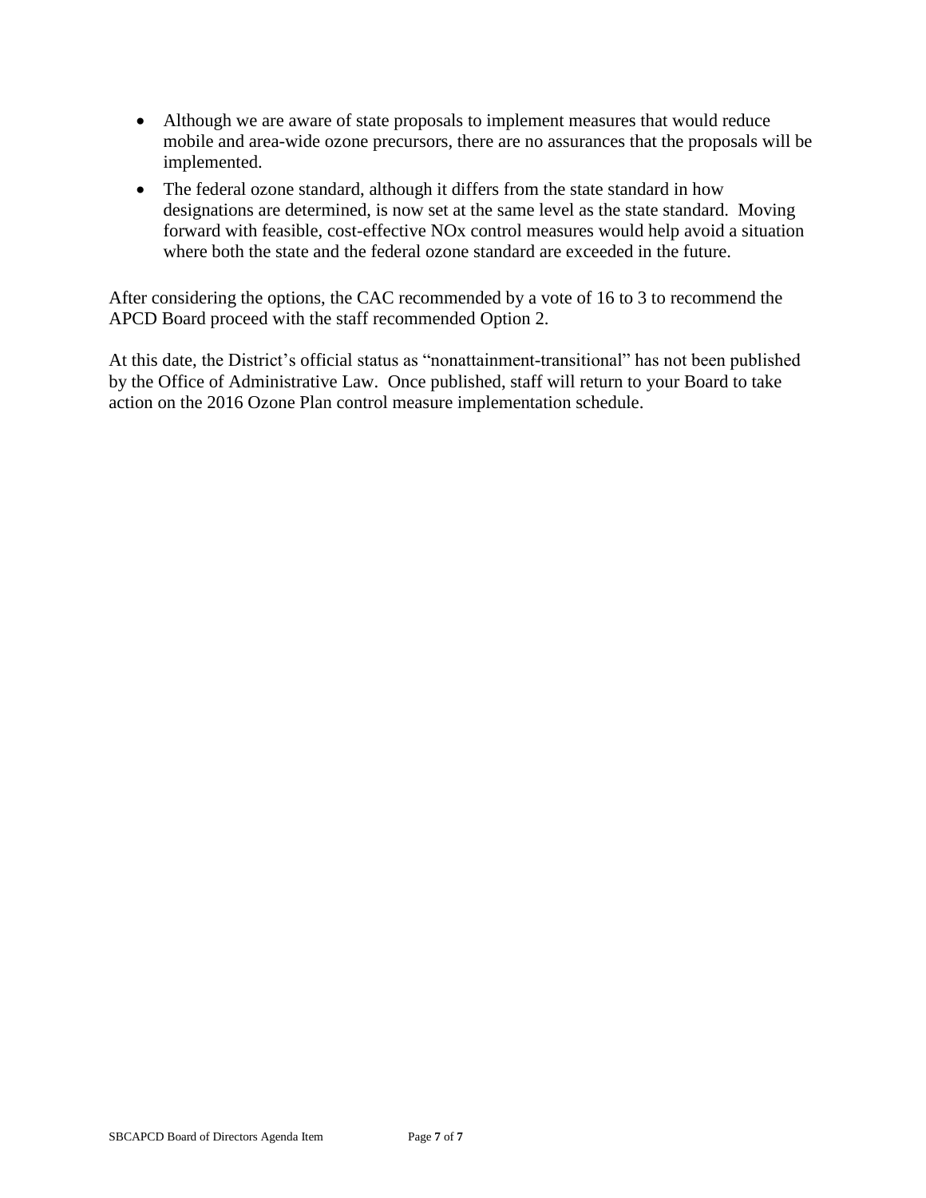- Although we are aware of state proposals to implement measures that would reduce mobile and area-wide ozone precursors, there are no assurances that the proposals will be implemented.
- The federal ozone standard, although it differs from the state standard in how designations are determined, is now set at the same level as the state standard. Moving forward with feasible, cost-effective NOx control measures would help avoid a situation where both the state and the federal ozone standard are exceeded in the future.

After considering the options, the CAC recommended by a vote of 16 to 3 to recommend the APCD Board proceed with the staff recommended Option 2.

At this date, the District's official status as "nonattainment-transitional" has not been published by the Office of Administrative Law. Once published, staff will return to your Board to take action on the 2016 Ozone Plan control measure implementation schedule.